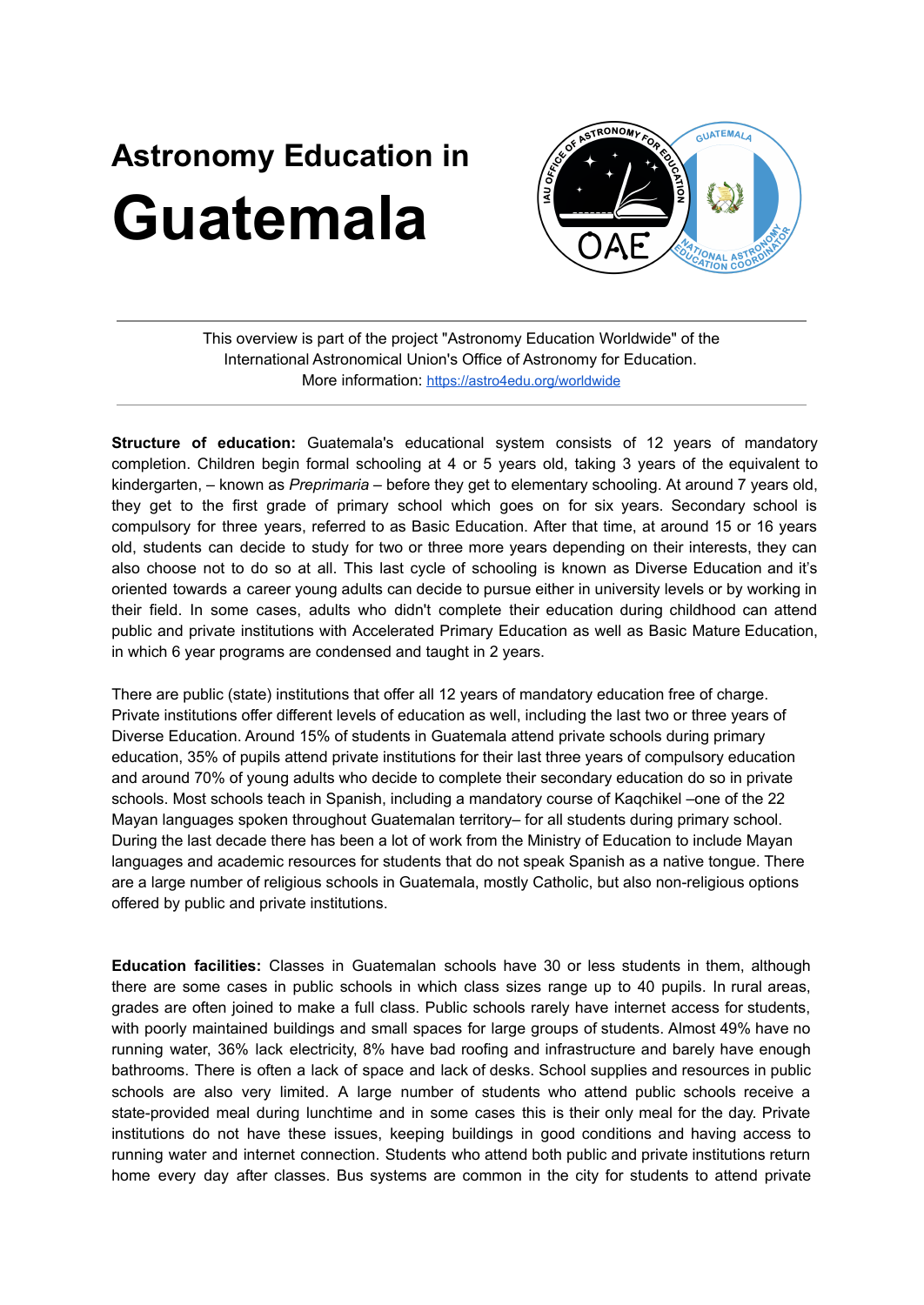# Astronomy Education in

# Guatemala

---

This overview is part of the project "Astronomy Education Worldwide" of the International Astronomical Union's Office of Astronomy for Education.
More information: https://astro4edu.org/worldwide

---

**Structure of education:** Guatemala's educational system consists of 12 years of mandatory completion. Children begin formal schooling at 4 or 5 years old, taking 3 years of the equivalent to kindergarten, – known as *Preprimaria* – before they get to elementary schooling. At around 7 years old, they get to the first grade of primary school which goes on for six years. Secondary school is compulsory for three years, referred to as Basic Education. After that time, at around 15 or 16 years old, students can decide to study for two or three more years depending on their interests, they can also choose not to do so at all. This last cycle of schooling is known as Diverse Education and it's oriented towards a career young adults can decide to pursue either in university levels or by working in their field. In some cases, adults who didn't complete their education during childhood can attend public and private institutions with Accelerated Primary Education as well as Basic Mature Education, in which 6 year programs are condensed and taught in 2 years.

There are public (state) institutions that offer all 12 years of mandatory education free of charge. Private institutions offer different levels of education as well, including the last two or three years of Diverse Education. Around 15% of students in Guatemala attend private schools during primary education, 35% of pupils attend private institutions for their last three years of compulsory education and around 70% of young adults who decide to complete their secondary education do so in private schools. Most schools teach in Spanish, including a mandatory course of Kaqchikel –one of the 22 Mayan languages spoken throughout Guatemalan territory– for all students during primary school. During the last decade there has been a lot of work from the Ministry of Education to include Mayan languages and academic resources for students that do not speak Spanish as a native tongue. There are a large number of religious schools in Guatemala, mostly Catholic, but also non-religious options offered by public and private institutions.

**Education facilities:** Classes in Guatemalan schools have 30 or less students in them, although there are some cases in public schools in which class sizes range up to 40 pupils. In rural areas, grades are often joined to make a full class. Public schools rarely have internet access for students, with poorly maintained buildings and small spaces for large groups of students. Almost 49% have no running water, 36% lack electricity, 8% have bad roofing and infrastructure and barely have enough bathrooms. There is often a lack of space and lack of desks. School supplies and resources in public schools are also very limited. A large number of students who attend public schools receive a state-provided meal during lunchtime and in some cases this is their only meal for the day. Private institutions do not have these issues, keeping buildings in good conditions and having access to running water and internet connection. Students who attend both public and private institutions return home every day after classes. Bus systems are common in the city for students to attend private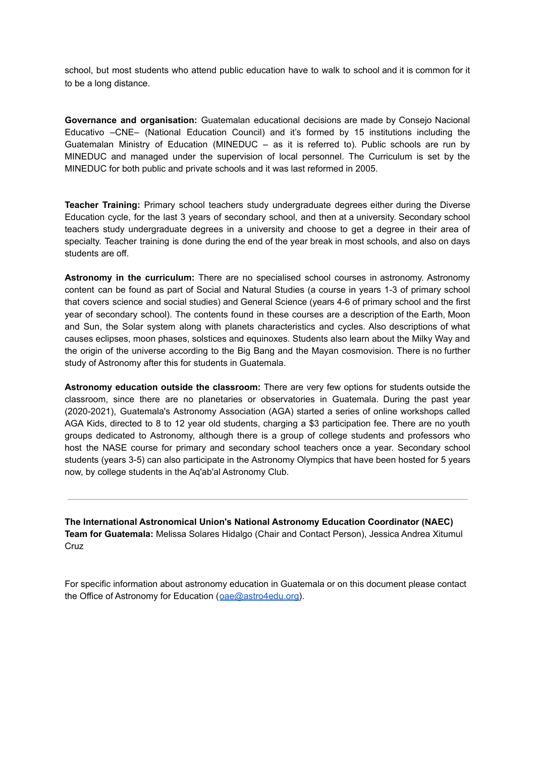school, but most students who attend public education have to walk to school and it is common for it to be a long distance.

**Governance and organisation:** Guatemalan educational decisions are made by Consejo Nacional Educativo –CNE– (National Education Council) and it's formed by 15 institutions including the Guatemalan Ministry of Education (MINEDUC – as it is referred to). Public schools are run by MINEDUC and managed under the supervision of local personnel. The Curriculum is set by the MINEDUC for both public and private schools and it was last reformed in 2005.

**Teacher Training:** Primary school teachers study undergraduate degrees either during the Diverse Education cycle, for the last 3 years of secondary school, and then at a university. Secondary school teachers study undergraduate degrees in a university and choose to get a degree in their area of specialty. Teacher training is done during the end of the year break in most schools, and also on days students are off.

**Astronomy in the curriculum:** There are no specialised school courses in astronomy. Astronomy content can be found as part of Social and Natural Studies (a course in years 1-3 of primary school that covers science and social studies) and General Science (years 4-6 of primary school and the first year of secondary school). The contents found in these courses are a description of the Earth, Moon and Sun, the Solar system along with planets characteristics and cycles. Also descriptions of what causes eclipses, moon phases, solstices and equinoxes. Students also learn about the Milky Way and the origin of the universe according to the Big Bang and the Mayan cosmovision. There is no further study of Astronomy after this for students in Guatemala.

**Astronomy education outside the classroom:** There are very few options for students outside the classroom, since there are no planetaries or observatories in Guatemala. During the past year (2020-2021), Guatemala's Astronomy Association (AGA) started a series of online workshops called AGA Kids, directed to 8 to 12 year old students, charging a $3 participation fee. There are no youth groups dedicated to Astronomy, although there is a group of college students and professors who host the NASE course for primary and secondary school teachers once a year. Secondary school students (years 3-5) can also participate in the Astronomy Olympics that have been hosted for 5 years now, by college students in the Aq'ab'al Astronomy Club.

---

**The International Astronomical Union's National Astronomy Education Coordinator (NAEC) Team for Guatemala:** Melissa Solares Hidalgo (Chair and Contact Person), Jessica Andrea Xitumul Cruz

For specific information about astronomy education in Guatemala or on this document please contact the Office of Astronomy for Education ([oae@astro4edu.org](mailto:oae@astro4edu.org)).